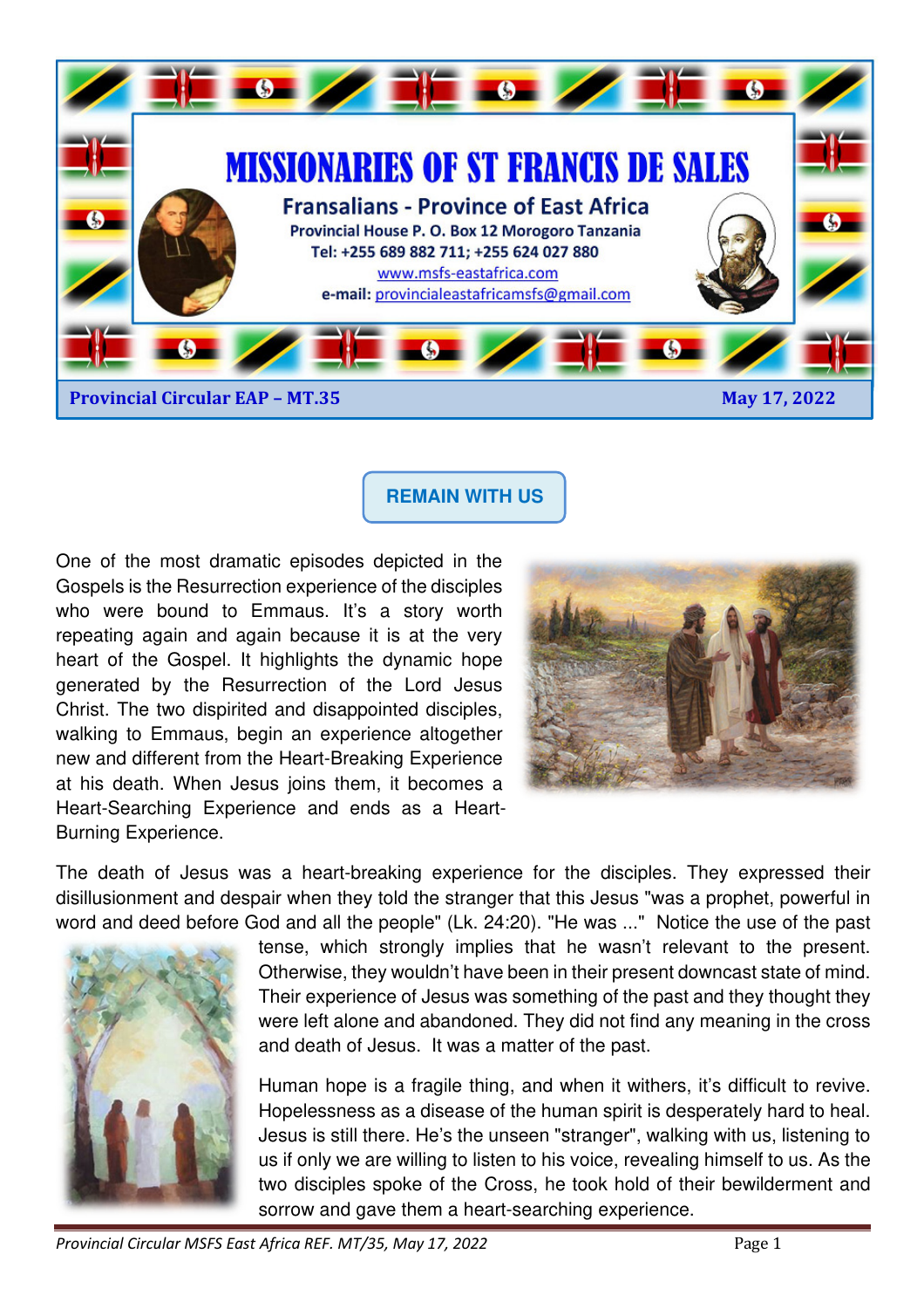# MISSIONARIES OF ST FRANCIS DE SALES

**Fransalians - Province of East Africa**

**Provincial House P. O. Box 12 Morogoro Tanzania**

**Tel: +255 689 882 711; +255 624 027 880**

www.msfs-eastafrica.com

**e-mail:** provincialeastafricamsfs@gmail.com

**Provincial Circular EAP – MT.35** **May 17, 2022**

## REMAIN WITH US

One of the most dramatic episodes depicted in the Gospels is the Resurrection experience of the disciples who were bound to Emmaus. It's a story worth repeating again and again because it is at the very heart of the Gospel. It highlights the dynamic hope generated by the Resurrection of the Lord Jesus Christ. The two dispirited and disappointed disciples, walking to Emmaus, begin an experience altogether new and different from the Heart-Breaking Experience at his death. When Jesus joins them, it becomes a Heart-Searching Experience and ends as a Heart-Burning Experience.

The death of Jesus was a heart-breaking experience for the disciples. They expressed their disillusionment and despair when they told the stranger that this Jesus "was a prophet, powerful in word and deed before God and all the people" (Lk. 24:20). "He was ..." Notice the use of the past tense, which strongly implies that he wasn't relevant to the present. Otherwise, they wouldn't have been in their present downcast state of mind. Their experience of Jesus was something of the past and they thought they were left alone and abandoned. They did not find any meaning in the cross and death of Jesus. It was a matter of the past.

Human hope is a fragile thing, and when it withers, it's difficult to revive. Hopelessness as a disease of the human spirit is desperately hard to heal. Jesus is still there. He's the unseen "stranger", walking with us, listening to us if only we are willing to listen to his voice, revealing himself to us. As the two disciples spoke of the Cross, he took hold of their bewilderment and sorrow and gave them a heart-searching experience.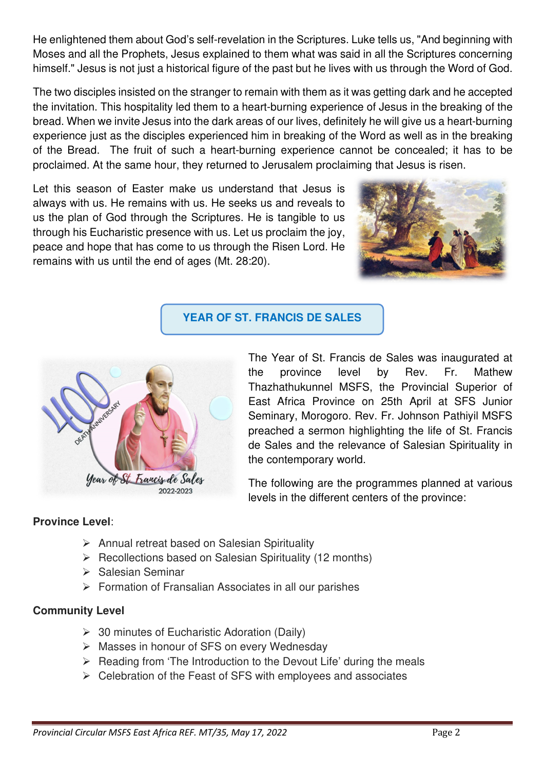He enlightened them about God's self-revelation in the Scriptures. Luke tells us, "And beginning with Moses and all the Prophets, Jesus explained to them what was said in all the Scriptures concerning himself." Jesus is not just a historical figure of the past but he lives with us through the Word of God.

The two disciples insisted on the stranger to remain with them as it was getting dark and he accepted the invitation. This hospitality led them to a heart-burning experience of Jesus in the breaking of the bread. When we invite Jesus into the dark areas of our lives, definitely he will give us a heart-burning experience just as the disciples experienced him in breaking of the Word as well as in the breaking of the Bread. The fruit of such a heart-burning experience cannot be concealed; it has to be proclaimed. At the same hour, they returned to Jerusalem proclaiming that Jesus is risen.

Let this season of Easter make us understand that Jesus is always with us. He remains with us. He seeks us and reveals to us the plan of God through the Scriptures. He is tangible to us through his Eucharistic presence with us. Let us proclaim the joy, peace and hope that has come to us through the Risen Lord. He remains with us until the end of ages (Mt. 28:20).

## YEAR OF ST. FRANCIS DE SALES

The Year of St. Francis de Sales was inaugurated at the province level by Rev. Fr. Mathew Thazhathukunnel MSFS, the Provincial Superior of East Africa Province on 25th April at SFS Junior Seminary, Morogoro. Rev. Fr. Johnson Pathiyil MSFS preached a sermon highlighting the life of St. Francis de Sales and the relevance of Salesian Spirituality in the contemporary world.

The following are the programmes planned at various levels in the different centers of the province:

**Province Level**:

- Annual retreat based on Salesian Spirituality
- Recollections based on Salesian Spirituality (12 months)
- Salesian Seminar
- Formation of Fransalian Associates in all our parishes

**Community Level**

- 30 minutes of Eucharistic Adoration (Daily)
- Masses in honour of SFS on every Wednesday
- Reading from 'The Introduction to the Devout Life' during the meals
- Celebration of the Feast of SFS with employees and associates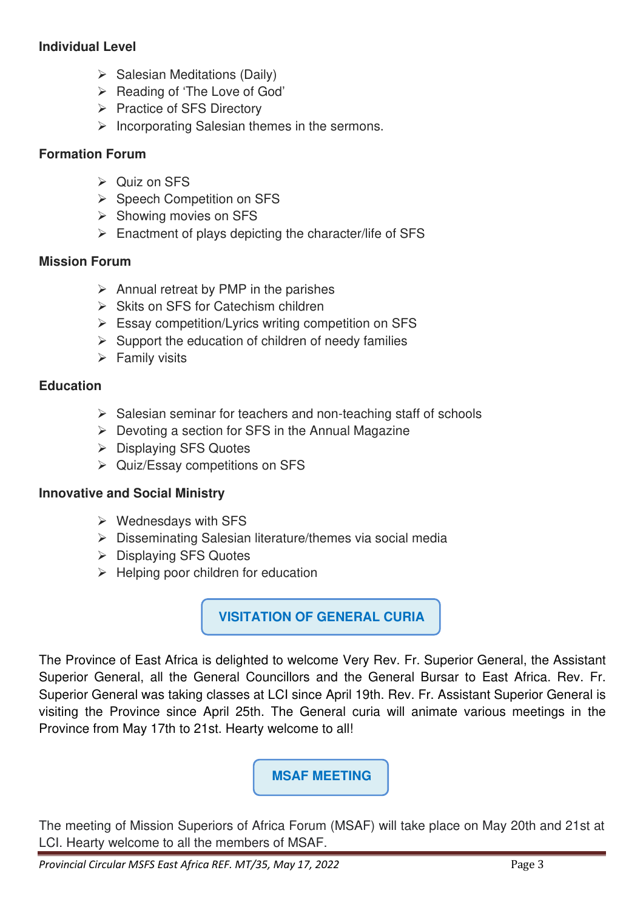**Individual Level**

- Salesian Meditations (Daily)
- Reading of 'The Love of God'
- Practice of SFS Directory
- Incorporating Salesian themes in the sermons.

**Formation Forum**

- Quiz on SFS
- Speech Competition on SFS
- Showing movies on SFS
- Enactment of plays depicting the character/life of SFS

**Mission Forum**

- Annual retreat by PMP in the parishes
- Skits on SFS for Catechism children
- Essay competition/Lyrics writing competition on SFS
- Support the education of children of needy families
- Family visits

**Education**

- Salesian seminar for teachers and non-teaching staff of schools
- Devoting a section for SFS in the Annual Magazine
- Displaying SFS Quotes
- Quiz/Essay competitions on SFS

**Innovative and Social Ministry**

- Wednesdays with SFS
- Disseminating Salesian literature/themes via social media
- Displaying SFS Quotes
- Helping poor children for education

## VISITATION OF GENERAL CURIA

The Province of East Africa is delighted to welcome Very Rev. Fr. Superior General, the Assistant Superior General, all the General Councillors and the General Bursar to East Africa. Rev. Fr. Superior General was taking classes at LCI since April 19th. Rev. Fr. Assistant Superior General is visiting the Province since April 25th. The General curia will animate various meetings in the Province from May 17th to 21st. Hearty welcome to all!

## MSAF MEETING

The meeting of Mission Superiors of Africa Forum (MSAF) will take place on May 20th and 21st at LCI. Hearty welcome to all the members of MSAF.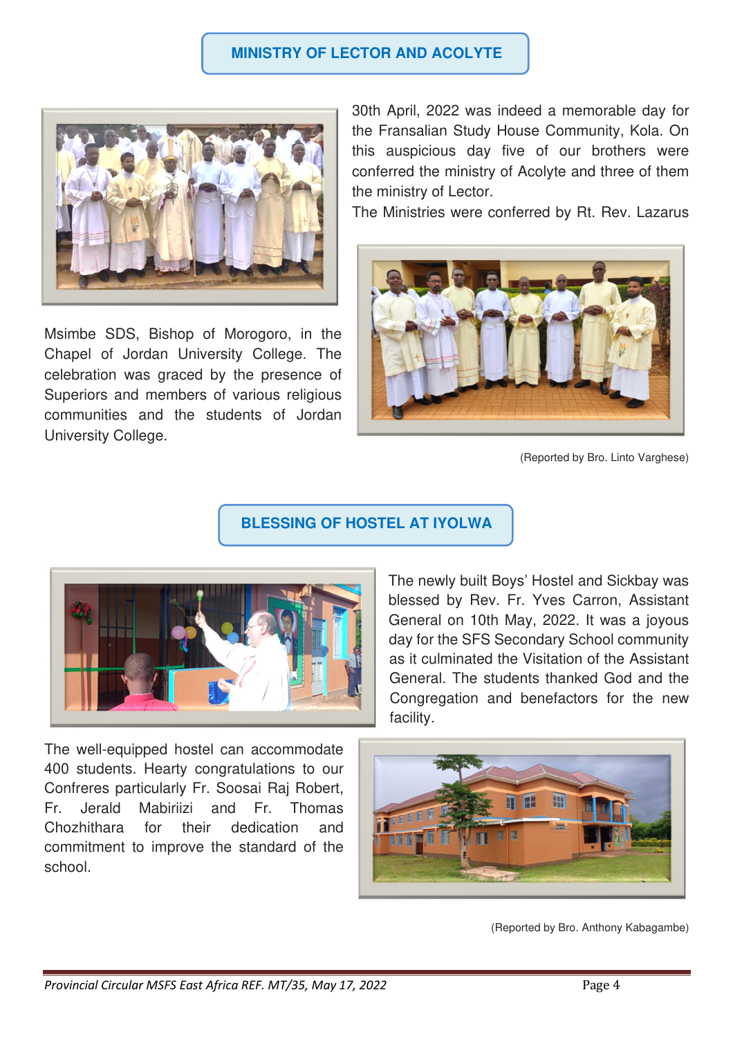## MINISTRY OF LECTOR AND ACOLYTE

30th April, 2022 was indeed a memorable day for the Fransalian Study House Community, Kola. On this auspicious day five of our brothers were conferred the ministry of Acolyte and three of them the ministry of Lector.

The Ministries were conferred by Rt. Rev. Lazarus Msimbe SDS, Bishop of Morogoro, in the Chapel of Jordan University College. The celebration was graced by the presence of Superiors and members of various religious communities and the students of Jordan University College.

(Reported by Bro. Linto Varghese)

## BLESSING OF HOSTEL AT IYOLWA

The newly built Boys' Hostel and Sickbay was blessed by Rev. Fr. Yves Carron, Assistant General on 10th May, 2022. It was a joyous day for the SFS Secondary School community as it culminated the Visitation of the Assistant General. The students thanked God and the Congregation and benefactors for the new facility.

The well-equipped hostel can accommodate 400 students. Hearty congratulations to our Confreres particularly Fr. Soosai Raj Robert, Fr. Jerald Mabiriizi and Fr. Thomas Chozhithara for their dedication and commitment to improve the standard of the school.

(Reported by Bro. Anthony Kabagambe)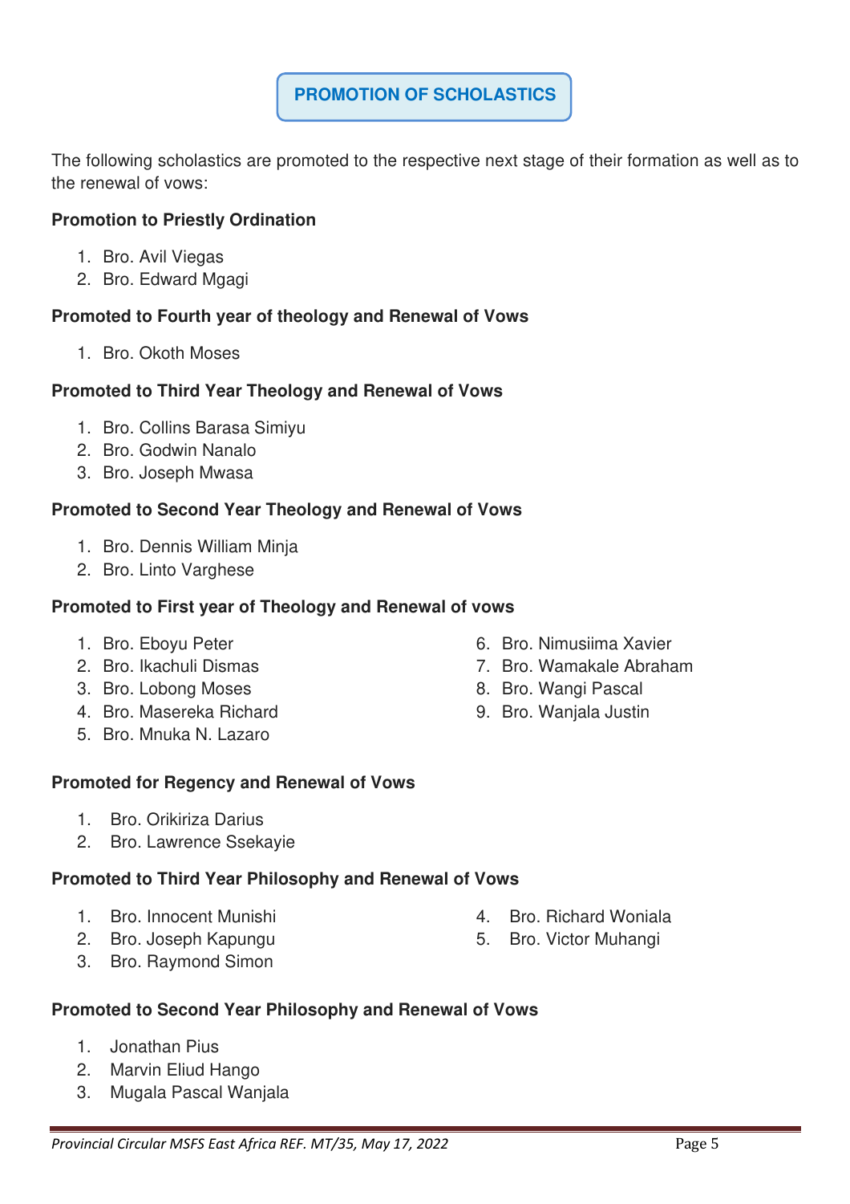## PROMOTION OF SCHOLASTICS

The following scholastics are promoted to the respective next stage of their formation as well as to the renewal of vows:

**Promotion to Priestly Ordination**

1. Bro. Avil Viegas
2. Bro. Edward Mgagi

**Promoted to Fourth year of theology and Renewal of Vows**

1. Bro. Okoth Moses

**Promoted to Third Year Theology and Renewal of Vows**

1. Bro. Collins Barasa Simiyu
2. Bro. Godwin Nanalo
3. Bro. Joseph Mwasa

**Promoted to Second Year Theology and Renewal of Vows**

1. Bro. Dennis William Minja
2. Bro. Linto Varghese

**Promoted to First year of Theology and Renewal of vows**

1. Bro. Eboyu Peter
2. Bro. Ikachuli Dismas
3. Bro. Lobong Moses
4. Bro. Masereka Richard
5. Bro. Mnuka N. Lazaro
6. Bro. Nimusiima Xavier
7. Bro. Wamakale Abraham
8. Bro. Wangi Pascal
9. Bro. Wanjala Justin

**Promoted for Regency and Renewal of Vows**

1. Bro. Orikiriza Darius
2. Bro. Lawrence Ssekayie

**Promoted to Third Year Philosophy and Renewal of Vows**

1. Bro. Innocent Munishi
2. Bro. Joseph Kapungu
3. Bro. Raymond Simon
4. Bro. Richard Woniala
5. Bro. Victor Muhangi

**Promoted to Second Year Philosophy and Renewal of Vows**

1. Jonathan Pius
2. Marvin Eliud Hango
3. Mugala Pascal Wanjala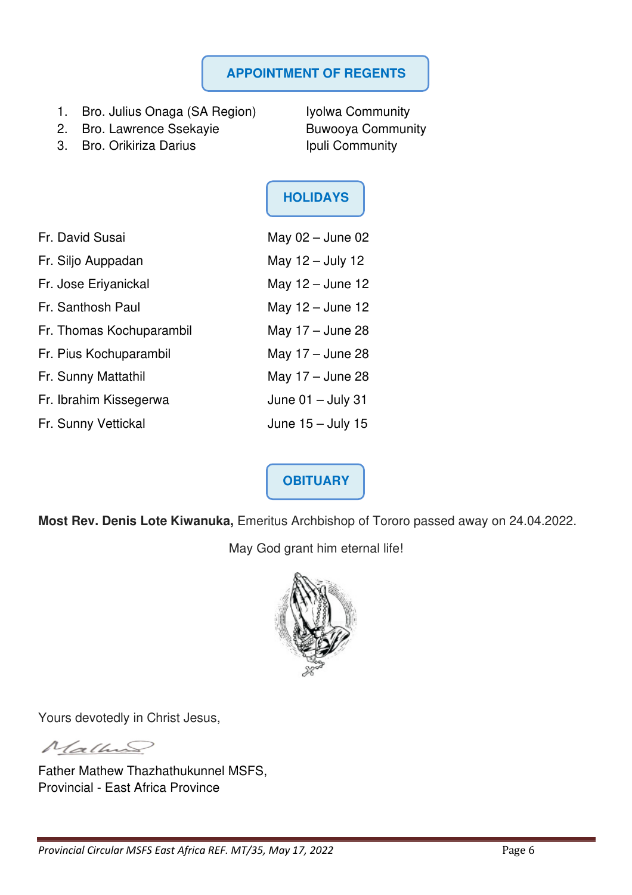## APPOINTMENT OF REGENTS

| | | |
|---|---|---|
| 1. | Bro. Julius Onaga (SA Region) | Iyolwa Community |
| 2. | Bro. Lawrence Ssekayie | Buwooya Community |
| 3. | Bro. Orikiriza Darius | Ipuli Community |

## HOLIDAYS

| | |
|---|---|
| Fr. David Susai | May 02 – June 02 |
| Fr. Siljo Auppadan | May 12 – July 12 |
| Fr. Jose Eriyanickal | May 12 – June 12 |
| Fr. Santhosh Paul | May 12 – June 12 |
| Fr. Thomas Kochuparambil | May 17 – June 28 |
| Fr. Pius Kochuparambil | May 17 – June 28 |
| Fr. Sunny Mattathil | May 17 – June 28 |
| Fr. Ibrahim Kissegerwa | June 01 – July 31 |
| Fr. Sunny Vettickal | June 15 – July 15 |

## OBITUARY

**Most Rev. Denis Lote Kiwanuka,** Emeritus Archbishop of Tororo passed away on 24.04.2022.

May God grant him eternal life!

Yours devotedly in Christ Jesus,

Father Mathew Thazhathukunnel MSFS,
Provincial - East Africa Province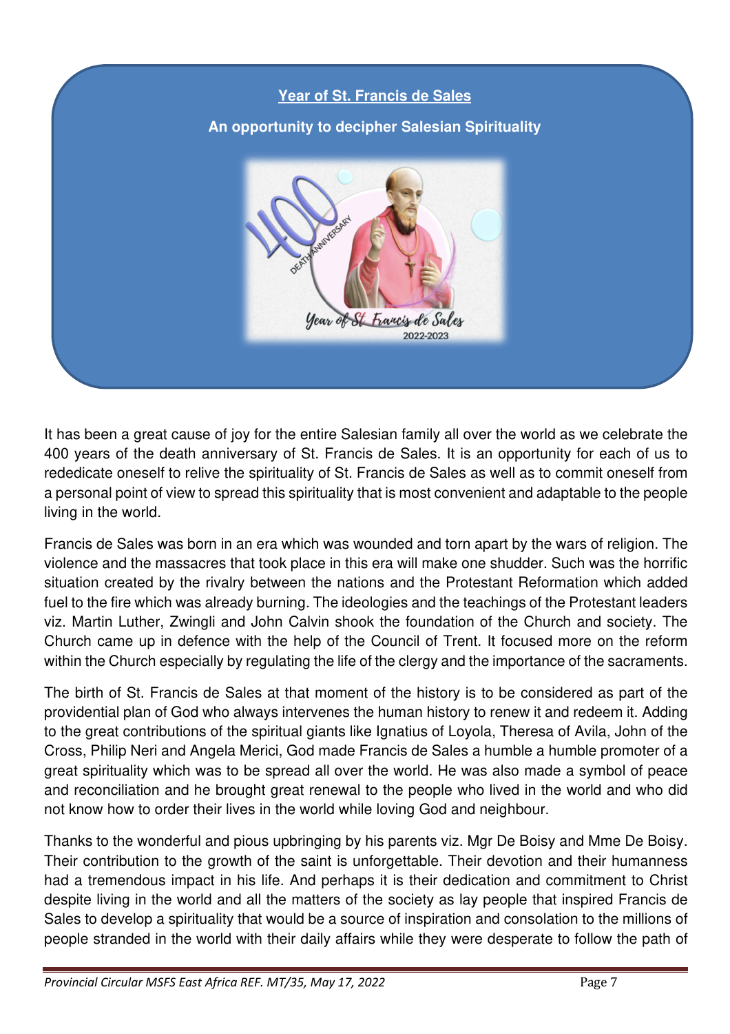## Year of St. Francis de Sales

**An opportunity to decipher Salesian Spirituality**

It has been a great cause of joy for the entire Salesian family all over the world as we celebrate the 400 years of the death anniversary of St. Francis de Sales. It is an opportunity for each of us to rededicate oneself to relive the spirituality of St. Francis de Sales as well as to commit oneself from a personal point of view to spread this spirituality that is most convenient and adaptable to the people living in the world.

Francis de Sales was born in an era which was wounded and torn apart by the wars of religion. The violence and the massacres that took place in this era will make one shudder. Such was the horrific situation created by the rivalry between the nations and the Protestant Reformation which added fuel to the fire which was already burning. The ideologies and the teachings of the Protestant leaders viz. Martin Luther, Zwingli and John Calvin shook the foundation of the Church and society. The Church came up in defence with the help of the Council of Trent. It focused more on the reform within the Church especially by regulating the life of the clergy and the importance of the sacraments.

The birth of St. Francis de Sales at that moment of the history is to be considered as part of the providential plan of God who always intervenes the human history to renew it and redeem it. Adding to the great contributions of the spiritual giants like Ignatius of Loyola, Theresa of Avila, John of the Cross, Philip Neri and Angela Merici, God made Francis de Sales a humble a humble promoter of a great spirituality which was to be spread all over the world. He was also made a symbol of peace and reconciliation and he brought great renewal to the people who lived in the world and who did not know how to order their lives in the world while loving God and neighbour.

Thanks to the wonderful and pious upbringing by his parents viz. Mgr De Boisy and Mme De Boisy. Their contribution to the growth of the saint is unforgettable. Their devotion and their humanness had a tremendous impact in his life. And perhaps it is their dedication and commitment to Christ despite living in the world and all the matters of the society as lay people that inspired Francis de Sales to develop a spirituality that would be a source of inspiration and consolation to the millions of people stranded in the world with their daily affairs while they were desperate to follow the path of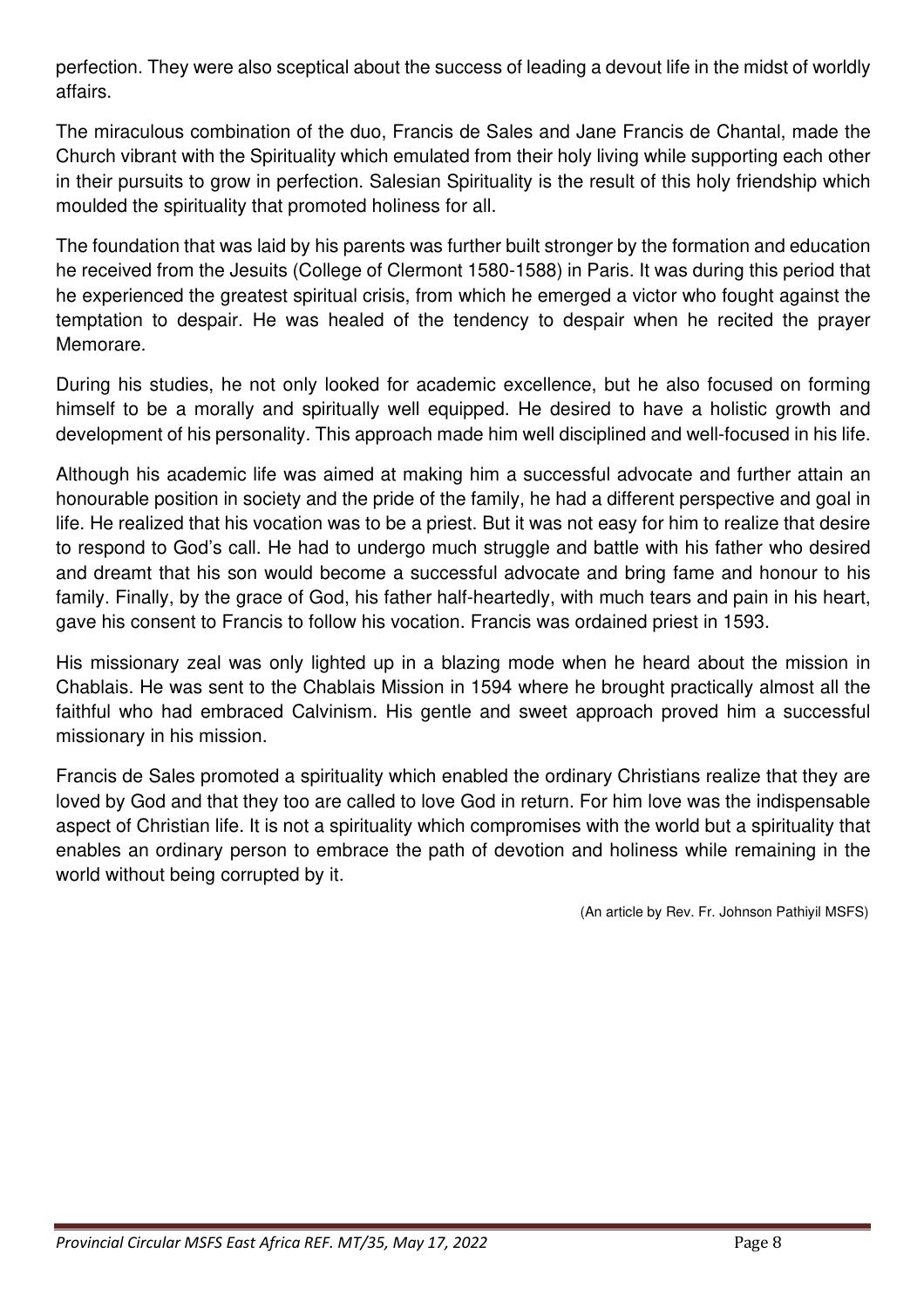perfection. They were also sceptical about the success of leading a devout life in the midst of worldly affairs.

The miraculous combination of the duo, Francis de Sales and Jane Francis de Chantal, made the Church vibrant with the Spirituality which emulated from their holy living while supporting each other in their pursuits to grow in perfection. Salesian Spirituality is the result of this holy friendship which moulded the spirituality that promoted holiness for all.

The foundation that was laid by his parents was further built stronger by the formation and education he received from the Jesuits (College of Clermont 1580-1588) in Paris. It was during this period that he experienced the greatest spiritual crisis, from which he emerged a victor who fought against the temptation to despair. He was healed of the tendency to despair when he recited the prayer Memorare.

During his studies, he not only looked for academic excellence, but he also focused on forming himself to be a morally and spiritually well equipped. He desired to have a holistic growth and development of his personality. This approach made him well disciplined and well-focused in his life.

Although his academic life was aimed at making him a successful advocate and further attain an honourable position in society and the pride of the family, he had a different perspective and goal in life. He realized that his vocation was to be a priest. But it was not easy for him to realize that desire to respond to God's call. He had to undergo much struggle and battle with his father who desired and dreamt that his son would become a successful advocate and bring fame and honour to his family. Finally, by the grace of God, his father half-heartedly, with much tears and pain in his heart, gave his consent to Francis to follow his vocation. Francis was ordained priest in 1593.

His missionary zeal was only lighted up in a blazing mode when he heard about the mission in Chablais. He was sent to the Chablais Mission in 1594 where he brought practically almost all the faithful who had embraced Calvinism. His gentle and sweet approach proved him a successful missionary in his mission.

Francis de Sales promoted a spirituality which enabled the ordinary Christians realize that they are loved by God and that they too are called to love God in return. For him love was the indispensable aspect of Christian life. It is not a spirituality which compromises with the world but a spirituality that enables an ordinary person to embrace the path of devotion and holiness while remaining in the world without being corrupted by it.

(An article by Rev. Fr. Johnson Pathiyil MSFS)